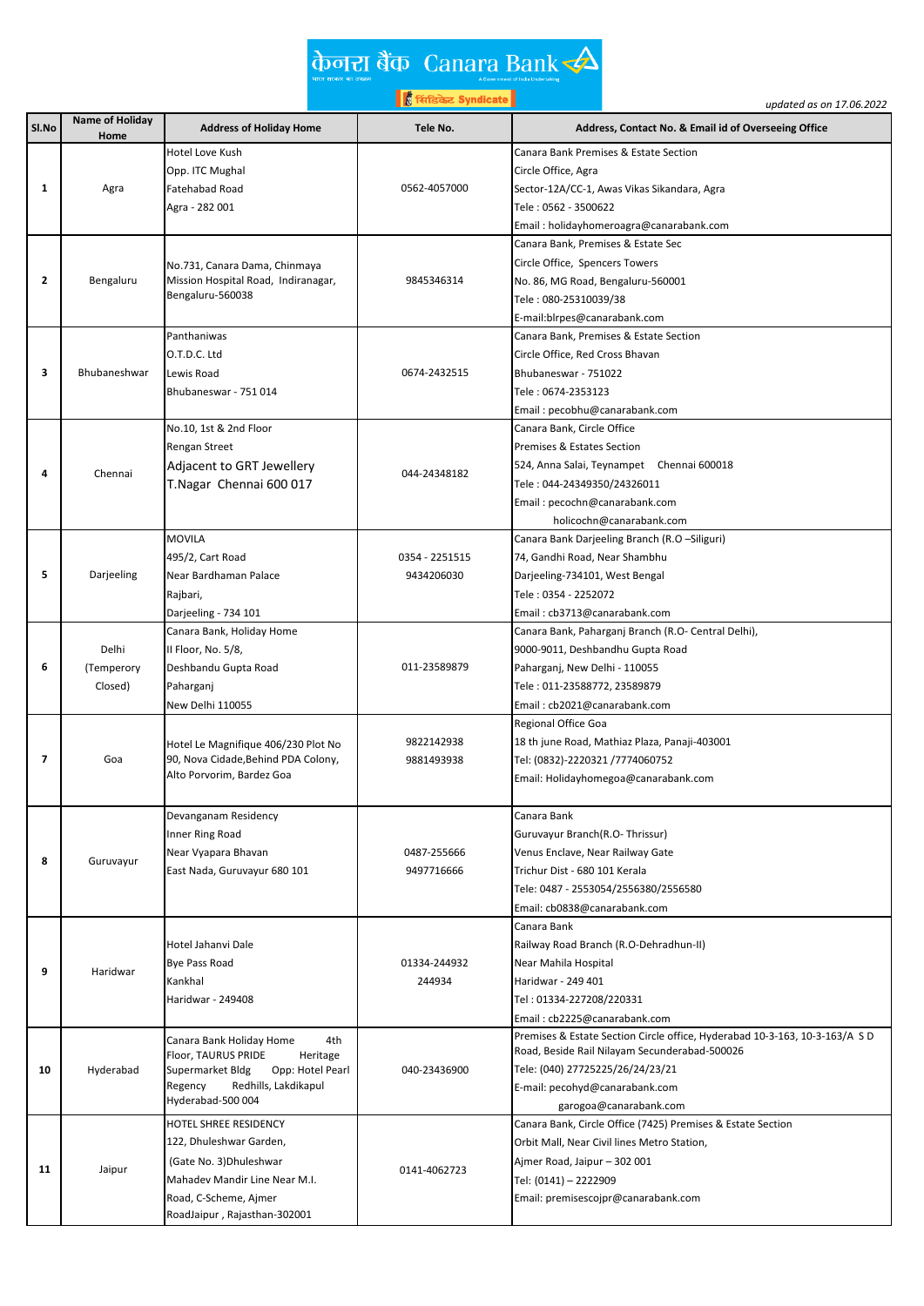केनरा बैंक Canara Bank

सिंडिकेट Syndicate

*updated as on 17.06.2022*

| Sl.No | Name of Holiday Home | Address of Holiday Home | Tele No. | Address, Contact No. & Email id of Overseeing Office |
|---|---|---|---|---|
| 1 | Agra | Hotel Love Kush<br>Opp. ITC Mughal<br>Fatehabad Road<br>Agra - 282 001 | 0562-4057000 | Canara Bank Premises & Estate Section<br>Circle Office, Agra<br>Sector-12A/CC-1, Awas Vikas Sikandara, Agra<br>Tele : 0562 - 3500622<br>Email : holidayhomeroagra@canarabank.com |
| 2 | Bengaluru | No.731, Canara Dama, Chinmaya Mission Hospital Road, Indiranagar, Bengaluru-560038 | 9845346314 | Canara Bank, Premises & Estate Sec<br>Circle Office, Spencers Towers<br>No. 86, MG Road, Bengaluru-560001<br>Tele : 080-25310039/38<br>E-mail:blrpes@canarabank.com |
| 3 | Bhubaneshwar | Panthaniwas<br>O.T.D.C. Ltd<br>Lewis Road<br>Bhubaneswar - 751 014 | 0674-2432515 | Canara Bank, Premises & Estate Section<br>Circle Office, Red Cross Bhavan<br>Bhubaneswar - 751022<br>Tele : 0674-2353123<br>Email : pecobhu@canarabank.com |
| 4 | Chennai | No.10, 1st & 2nd Floor<br>Rengan Street<br>Adjacent to GRT Jewellery<br>T.Nagar Chennai 600 017 | 044-24348182 | Canara Bank, Circle Office<br>Premises & Estates Section<br>524, Anna Salai, Teynampet Chennai 600018<br>Tele : 044-24349350/24326011<br>Email : pecochn@canarabank.com<br>holicochn@canarabank.com |
| 5 | Darjeeling | MOVILA<br>495/2, Cart Road<br>Near Bardhaman Palace<br>Rajbari,<br>Darjeeling - 734 101 | 0354 - 2251515<br>9434206030 | Canara Bank Darjeeling Branch (R.O –Siliguri)<br>74, Gandhi Road, Near Shambhu<br>Darjeeling-734101, West Bengal<br>Tele : 0354 - 2252072<br>Email : cb3713@canarabank.com |
| 6 | Delhi<br>(Temperory Closed) | Canara Bank, Holiday Home<br>II Floor, No. 5/8,<br>Deshbandu Gupta Road<br>Paharganj<br>New Delhi 110055 | 011-23589879 | Canara Bank, Paharganj Branch (R.O- Central Delhi),<br>9000-9011, Deshbandhu Gupta Road<br>Paharganj, New Delhi - 110055<br>Tele : 011-23588772, 23589879<br>Email : cb2021@canarabank.com |
| 7 | Goa | Hotel Le Magnifique 406/230 Plot No 90, Nova Cidade,Behind PDA Colony, Alto Porvorim, Bardez Goa | 9822142938<br>9881493938 | Regional Office Goa<br>18 th june Road, Mathiaz Plaza, Panaji-403001<br>Tel: (0832)-2220321 /7774060752<br>Email: Holidayhomegoa@canarabank.com |
| 8 | Guruvayur | Devanganam Residency<br>Inner Ring Road<br>Near Vyapara Bhavan<br>East Nada, Guruvayur 680 101 | 0487-255666<br>9497716666 | Canara Bank<br>Guruvayur Branch(R.O- Thrissur)<br>Venus Enclave, Near Railway Gate<br>Trichur Dist - 680 101 Kerala<br>Tele: 0487 - 2553054/2556380/2556580<br>Email: cb0838@canarabank.com |
| 9 | Haridwar | Hotel Jahanvi Dale<br>Bye Pass Road<br>Kankhal<br>Haridwar - 249408 | 01334-244932<br>244934 | Canara Bank<br>Railway Road Branch (R.O-Dehradhun-II)<br>Near Mahila Hospital<br>Haridwar - 249 401<br>Tel : 01334-227208/220331<br>Email : cb2225@canarabank.com |
| 10 | Hyderabad | Canara Bank Holiday Home 4th Floor, TAURUS PRIDE Heritage Supermarket Bldg Opp: Hotel Pearl Regency Redhills, Lakdikapul Hyderabad-500 004 | 040-23436900 | Premises & Estate Section Circle office, Hyderabad 10-3-163, 10-3-163/A S D Road, Beside Rail Nilayam Secunderabad-500026<br>Tele: (040) 27725225/26/24/23/21<br>E-mail: pecohyd@canarabank.com<br>garogoa@canarabank.com |
| 11 | Jaipur | HOTEL SHREE RESIDENCY<br>122, Dhuleshwar Garden,<br>(Gate No. 3)Dhuleshwar<br>Mahadev Mandir Line Near M.I.<br>Road, C-Scheme, Ajmer<br>RoadJaipur , Rajasthan-302001 | 0141-4062723 | Canara Bank, Circle Office (7425) Premises & Estate Section<br>Orbit Mall, Near Civil lines Metro Station,<br>Ajmer Road, Jaipur – 302 001<br>Tel: (0141) – 2222909<br>Email: premisescojpr@canarabank.com |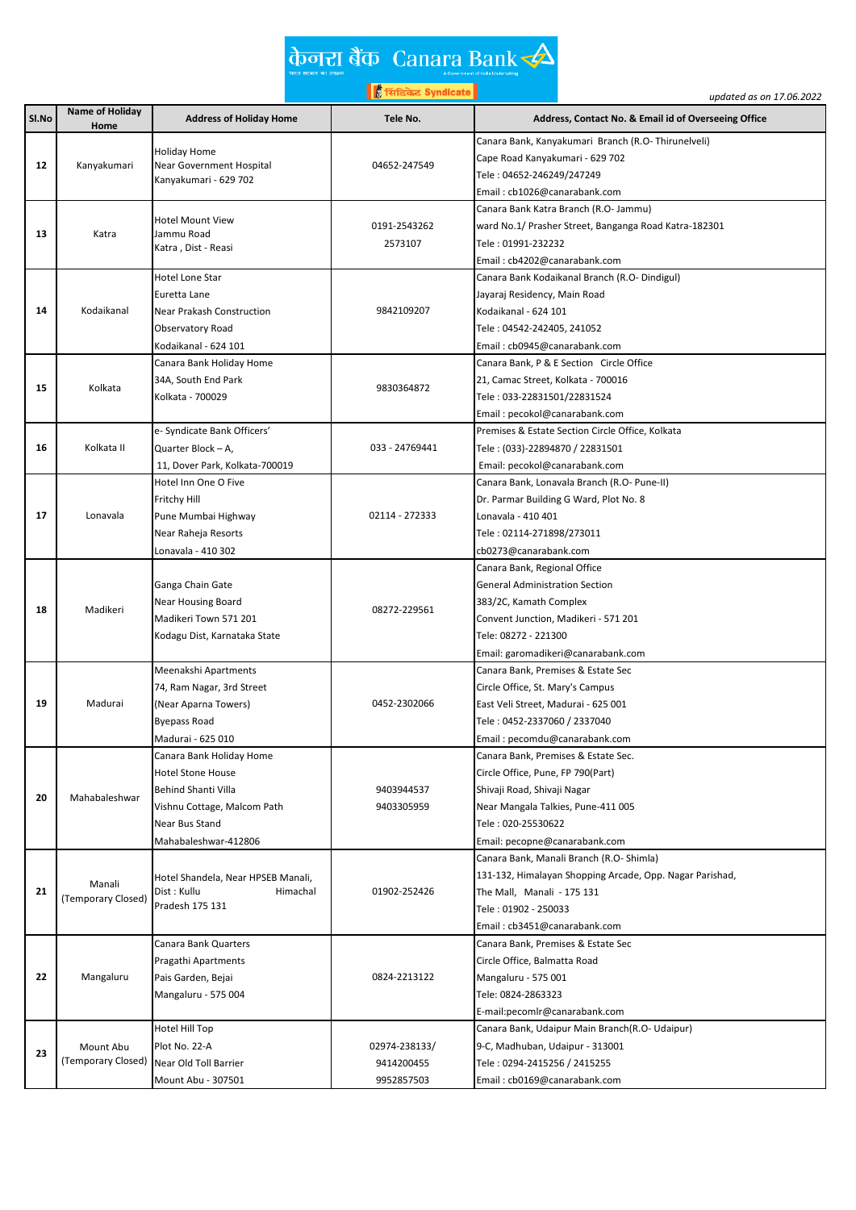केनरा बैंक Canara Bank

सिंडिकेट Syndicate

*updated as on 17.06.2022*

| Sl.No | Name of Holiday Home | Address of Holiday Home | Tele No. | Address, Contact No. & Email id of Overseeing Office |
|---|---|---|---|---|
| 12 | Kanyakumari | Holiday Home<br>Near Government Hospital<br>Kanyakumari - 629 702 | 04652-247549 | Canara Bank, Kanyakumari Branch (R.O- Thirunelveli)<br>Cape Road Kanyakumari - 629 702<br>Tele : 04652-246249/247249<br>Email : cb1026@canarabank.com |
| 13 | Katra | Hotel Mount View<br>Jammu Road<br>Katra , Dist - Reasi | 0191-2543262<br>2573107 | Canara Bank Katra Branch (R.O- Jammu)<br>ward No.1/ Prasher Street, Banganga Road Katra-182301<br>Tele : 01991-232232<br>Email : cb4202@canarabank.com |
| 14 | Kodaikanal | Hotel Lone Star<br>Euretta Lane<br>Near Prakash Construction<br>Observatory Road<br>Kodaikanal - 624 101 | 9842109207 | Canara Bank Kodaikanal Branch (R.O- Dindigul)<br>Jayaraj Residency, Main Road<br>Kodaikanal - 624 101<br>Tele : 04542-242405, 241052<br>Email : cb0945@canarabank.com |
| 15 | Kolkata | Canara Bank Holiday Home<br>34A, South End Park<br>Kolkata - 700029 | 9830364872 | Canara Bank, P & E Section Circle Office<br>21, Camac Street, Kolkata - 700016<br>Tele : 033-22831501/22831524<br>Email : pecokol@canarabank.com |
| 16 | Kolkata II | e- Syndicate Bank Officers'<br>Quarter Block – A,<br>11, Dover Park, Kolkata-700019 | 033 - 24769441 | Premises & Estate Section Circle Office, Kolkata<br>Tele : (033)-22894870 / 22831501<br>Email: pecokol@canarabank.com |
| 17 | Lonavala | Hotel Inn One O Five<br>Fritchy Hill<br>Pune Mumbai Highway<br>Near Raheja Resorts<br>Lonavala - 410 302 | 02114 - 272333 | Canara Bank, Lonavala Branch (R.O- Pune-II)<br>Dr. Parmar Building G Ward, Plot No. 8<br>Lonavala - 410 401<br>Tele : 02114-271898/273011<br>cb0273@canarabank.com |
| 18 | Madikeri | Ganga Chain Gate<br>Near Housing Board<br>Madikeri Town 571 201<br>Kodagu Dist, Karnataka State | 08272-229561 | Canara Bank, Regional Office<br>General Administration Section<br>383/2C, Kamath Complex<br>Convent Junction, Madikeri - 571 201<br>Tele: 08272 - 221300<br>Email: garomadikeri@canarabank.com |
| 19 | Madurai | Meenakshi Apartments<br>74, Ram Nagar, 3rd Street<br>(Near Aparna Towers)<br>Byepass Road<br>Madurai - 625 010 | 0452-2302066 | Canara Bank, Premises & Estate Sec<br>Circle Office, St. Mary's Campus<br>East Veli Street, Madurai - 625 001<br>Tele : 0452-2337060 / 2337040<br>Email : pecomdu@canarabank.com |
| 20 | Mahabaleshwar | Canara Bank Holiday Home<br>Hotel Stone House<br>Behind Shanti Villa<br>Vishnu Cottage, Malcom Path<br>Near Bus Stand<br>Mahabaleshwar-412806 | 9403944537<br>9403305959 | Canara Bank, Premises & Estate Sec.<br>Circle Office, Pune, FP 790(Part)<br>Shivaji Road, Shivaji Nagar<br>Near Mangala Talkies, Pune-411 005<br>Tele : 020-25530622<br>Email: pecopne@canarabank.com |
| 21 | Manali<br>(Temporary Closed) | Hotel Shandela, Near HPSEB Manali,<br>Dist : Kullu Himachal Pradesh 175 131 | 01902-252426 | Canara Bank, Manali Branch (R.O- Shimla)<br>131-132, Himalayan Shopping Arcade, Opp. Nagar Parishad,<br>The Mall, Manali - 175 131<br>Tele : 01902 - 250033<br>Email : cb3451@canarabank.com |
| 22 | Mangaluru | Canara Bank Quarters<br>Pragathi Apartments<br>Pais Garden, Bejai<br>Mangaluru - 575 004 | 0824-2213122 | Canara Bank, Premises & Estate Sec<br>Circle Office, Balmatta Road<br>Mangaluru - 575 001<br>Tele: 0824-2863323<br>E-mail:pecomlr@canarabank.com |
| 23 | Mount Abu<br>(Temporary Closed) | Hotel Hill Top<br>Plot No. 22-A<br>Near Old Toll Barrier<br>Mount Abu - 307501 | 02974-238133/<br>9414200455<br>9952857503 | Canara Bank, Udaipur Main Branch(R.O- Udaipur)<br>9-C, Madhuban, Udaipur - 313001<br>Tele : 0294-2415256 / 2415255<br>Email : cb0169@canarabank.com |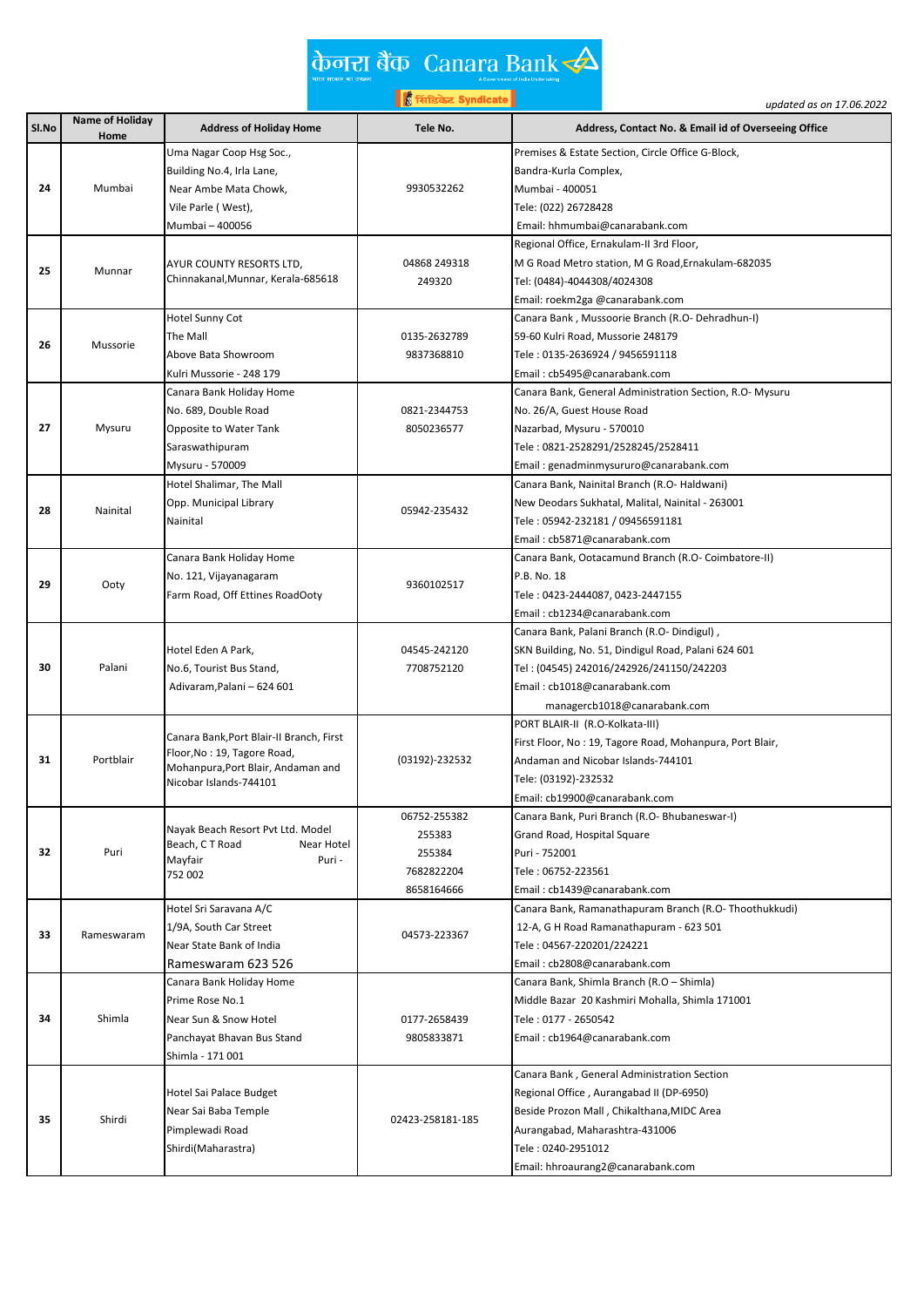केनरा बैंक Canara Bank

सिंडिकेट Syndicate

*updated as on 17.06.2022*

| Sl.No | Name of Holiday Home | Address of Holiday Home | Tele No. | Address, Contact No. & Email id of Overseeing Office |
|---|---|---|---|---|
| 24 | Mumbai | Uma Nagar Coop Hsg Soc., Building No.4, Irla Lane, Near Ambe Mata Chowk, Vile Parle ( West), Mumbai – 400056 | 9930532262 | Premises & Estate Section, Circle Office G-Block, Bandra-Kurla Complex, Mumbai - 400051 Tele: (022) 26728428 Email: hhmumbai@canarabank.com |
| 25 | Munnar | AYUR COUNTY RESORTS LTD, Chinnakanal,Munnar, Kerala-685618 | 04868 249318 249320 | Regional Office, Ernakulam-II 3rd Floor, M G Road Metro station, M G Road,Ernakulam-682035 Tel: (0484)-4044308/4024308 Email: roekm2ga @canarabank.com |
| 26 | Mussorie | Hotel Sunny Cot The Mall Above Bata Showroom Kulri Mussorie - 248 179 | 0135-2632789 9837368810 | Canara Bank , Mussoorie Branch (R.O- Dehradhun-I) 59-60 Kulri Road, Mussorie 248179 Tele : 0135-2636924 / 9456591118 Email : cb5495@canarabank.com |
| 27 | Mysuru | Canara Bank Holiday Home No. 689, Double Road Opposite to Water Tank Saraswathipuram Mysuru - 570009 | 0821-2344753 8050236577 | Canara Bank, General Administration Section, R.O- Mysuru No. 26/A, Guest House Road Nazarbad, Mysuru - 570010 Tele : 0821-2528291/2528245/2528411 Email : genadminmysururo@canarabank.com |
| 28 | Nainital | Hotel Shalimar, The Mall Opp. Municipal Library Nainital | 05942-235432 | Canara Bank, Nainital Branch (R.O- Haldwani) New Deodars Sukhatal, Malital, Nainital - 263001 Tele : 05942-232181 / 09456591181 Email : cb5871@canarabank.com |
| 29 | Ooty | Canara Bank Holiday Home No. 121, Vijayanagaram Farm Road, Off Ettines RoadOoty | 9360102517 | Canara Bank, Ootacamund Branch (R.O- Coimbatore-II) P.B. No. 18 Tele : 0423-2444087, 0423-2447155 Email : cb1234@canarabank.com |
| 30 | Palani | Hotel Eden A Park, No.6, Tourist Bus Stand, Adivaram,Palani – 624 601 | 04545-242120 7708752120 | Canara Bank, Palani Branch (R.O- Dindigul) , SKN Building, No. 51, Dindigul Road, Palani 624 601 Tel : (04545) 242016/242926/241150/242203 Email : cb1018@canarabank.com managercb1018@canarabank.com |
| 31 | Portblair | Canara Bank,Port Blair-II Branch, First Floor,No : 19, Tagore Road, Mohanpura,Port Blair, Andaman and Nicobar Islands-744101 | (03192)-232532 | PORT BLAIR-II (R.O-Kolkata-III) First Floor, No : 19, Tagore Road, Mohanpura, Port Blair, Andaman and Nicobar Islands-744101 Tele: (03192)-232532 Email: cb19900@canarabank.com |
| 32 | Puri | Nayak Beach Resort Pvt Ltd. Model Beach, C T Road Near Hotel Mayfair Puri - 752 002 | 06752-255382 255383 255384 7682822204 8658164666 | Canara Bank, Puri Branch (R.O- Bhubaneswar-I) Grand Road, Hospital Square Puri - 752001 Tele : 06752-223561 Email : cb1439@canarabank.com |
| 33 | Rameswaram | Hotel Sri Saravana A/C 1/9A, South Car Street Near State Bank of India Rameswaram 623 526 | 04573-223367 | Canara Bank, Ramanathapuram Branch (R.O- Thoothukkudi) 12-A, G H Road Ramanathapuram - 623 501 Tele : 04567-220201/224221 Email : cb2808@canarabank.com |
| 34 | Shimla | Canara Bank Holiday Home Prime Rose No.1 Near Sun & Snow Hotel Panchayat Bhavan Bus Stand Shimla - 171 001 | 0177-2658439 9805833871 | Canara Bank, Shimla Branch (R.O – Shimla) Middle Bazar 20 Kashmiri Mohalla, Shimla 171001 Tele : 0177 - 2650542 Email : cb1964@canarabank.com |
| 35 | Shirdi | Hotel Sai Palace Budget Near Sai Baba Temple Pimplewadi Road Shirdi(Maharastra) | 02423-258181-185 | Canara Bank , General Administration Section Regional Office , Aurangabad II (DP-6950) Beside Prozon Mall , Chikalthana,MIDC Area Aurangabad, Maharashtra-431006 Tele : 0240-2951012 Email: hhroaurang2@canarabank.com |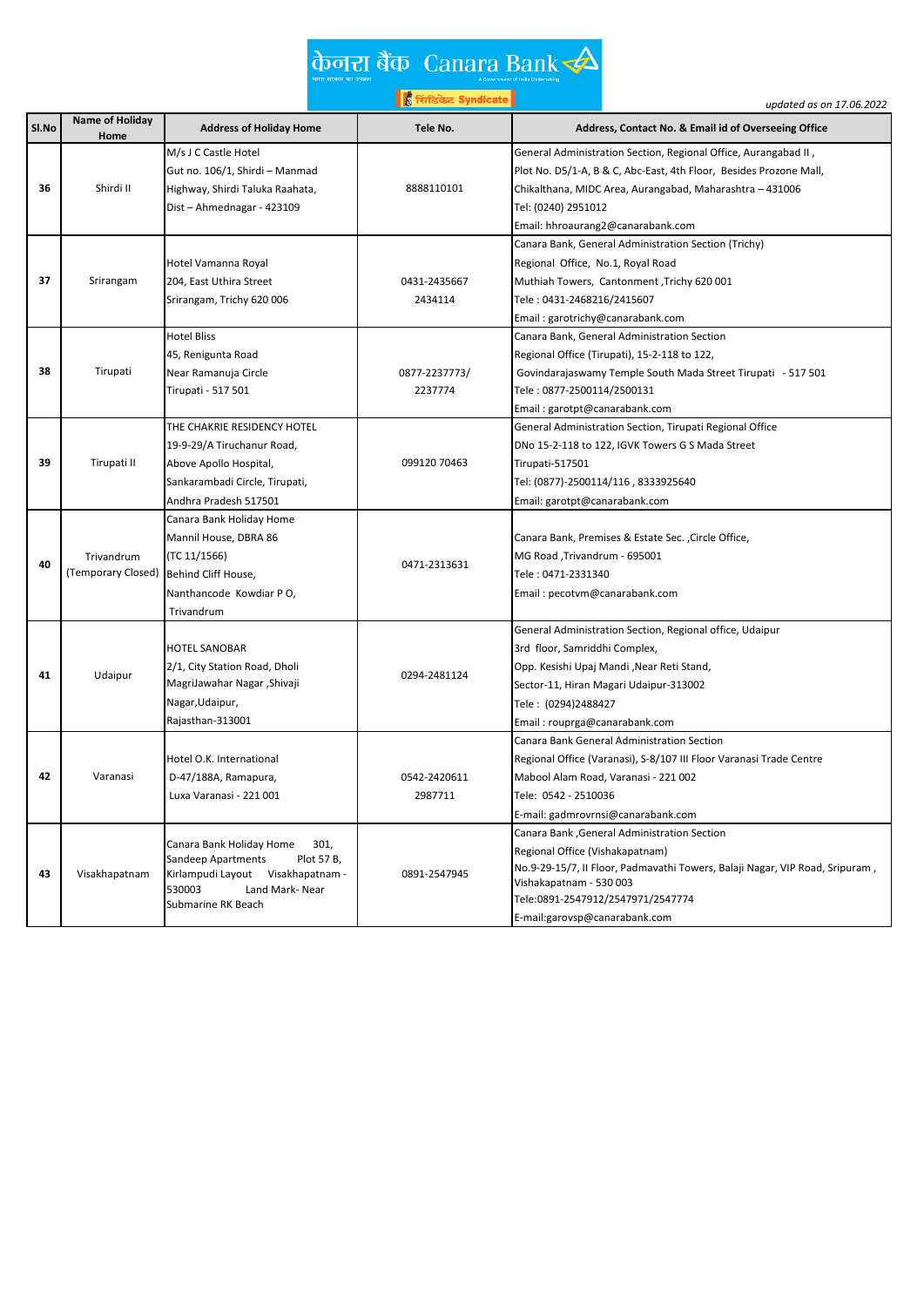केनरा बैंक Canara Bank

सिंडिकेट Syndicate

*updated as on 17.06.2022*

| Sl.No | Name of Holiday Home | Address of Holiday Home | Tele No. | Address, Contact No. & Email id of Overseeing Office |
|---|---|---|---|---|
| 36 | Shirdi II | M/s J C Castle Hotel<br>Gut no. 106/1, Shirdi – Manmad Highway, Shirdi Taluka Raahata, Dist – Ahmednagar - 423109 | 8888110101 | General Administration Section, Regional Office, Aurangabad II ,<br>Plot No. D5/1-A, B & C, Abc-East, 4th Floor, Besides Prozone Mall, Chikalthana, MIDC Area, Aurangabad, Maharashtra – 431006<br>Tel: (0240) 2951012<br>Email: hhroaurang2@canarabank.com |
| 37 | Srirangam | Hotel Vamanna Royal<br>204, East Uthira Street<br>Srirangam, Trichy 620 006 | 0431-2435667<br>2434114 | Canara Bank, General Administration Section (Trichy)<br>Regional Office, No.1, Royal Road<br>Muthiah Towers, Cantonment ,Trichy 620 001<br>Tele : 0431-2468216/2415607<br>Email : garotrichy@canarabank.com |
| 38 | Tirupati | Hotel Bliss<br>45, Renigunta Road<br>Near Ramanuja Circle<br>Tirupati - 517 501 | 0877-2237773/<br>2237774 | Canara Bank, General Administration Section<br>Regional Office (Tirupati), 15-2-118 to 122,<br>Govindarajaswamy Temple South Mada Street Tirupati - 517 501<br>Tele : 0877-2500114/2500131<br>Email : garotp@canarabank.com |
| 39 | Tirupati II | THE CHAKRIE RESIDENCY HOTEL<br>19-9-29/A Tiruchanur Road,<br>Above Apollo Hospital,<br>Sankarambadi Circle, Tirupati,<br>Andhra Pradesh 517501 | 099120 70463 | General Administration Section, Tirupati Regional Office<br>DNo 15-2-118 to 122, IGVK Towers G S Mada Street<br>Tirupati-517501<br>Tel: (0877)-2500114/116 , 8333925640<br>Email: garotpt@canarabank.com |
| 40 | Trivandrum (Temporary Closed) | Canara Bank Holiday Home<br>Mannil House, DBRA 86<br>(TC 11/1566)<br>Behind Cliff House,<br>Nanthancode Kowdiar P O,<br>Trivandrum | 0471-2313631 | Canara Bank, Premises & Estate Sec. ,Circle Office,<br>MG Road ,Trivandrum - 695001<br>Tele : 0471-2331340<br>Email : pecotvm@canarabank.com |
| 41 | Udaipur | HOTEL SANOBAR<br>2/1, City Station Road, Dholi MagriJawahar Nagar ,Shivaji Nagar,Udaipur,<br>Rajasthan-313001 | 0294-2481124 | General Administration Section, Regional office, Udaipur<br>3rd floor, Samriddhi Complex,<br>Opp. Kesishi Upaj Mandi ,Near Reti Stand,<br>Sector-11, Hiran Magari Udaipur-313002<br>Tele : (0294)2488427<br>Email : rouprga@canarabank.com |
| 42 | Varanasi | Hotel O.K. International<br>D-47/188A, Ramapura,<br>Luxa Varanasi - 221 001 | 0542-2420611<br>2987711 | Canara Bank General Administration Section<br>Regional Office (Varanasi), S-8/107 III Floor Varanasi Trade Centre<br>Mabool Alam Road, Varanasi - 221 002<br>Tele: 0542 - 2510036<br>E-mail: gadmrovrnsi@canarabank.com |
| 43 | Visakhapatnam | Canara Bank Holiday Home 301, Sandeep Apartments Plot 57 B, Kirlampudi Layout Visakhapatnam - 530003 Land Mark- Near Submarine RK Beach | 0891-2547945 | Canara Bank ,General Administration Section<br>Regional Office (Vishakapatnam)<br>No.9-29-15/7, II Floor, Padmavathi Towers, Balaji Nagar, VIP Road, Sripuram , Vishakapatnam - 530 003<br>Tele:0891-2547912/2547971/2547774<br>E-mail:garovsp@canarabank.com |